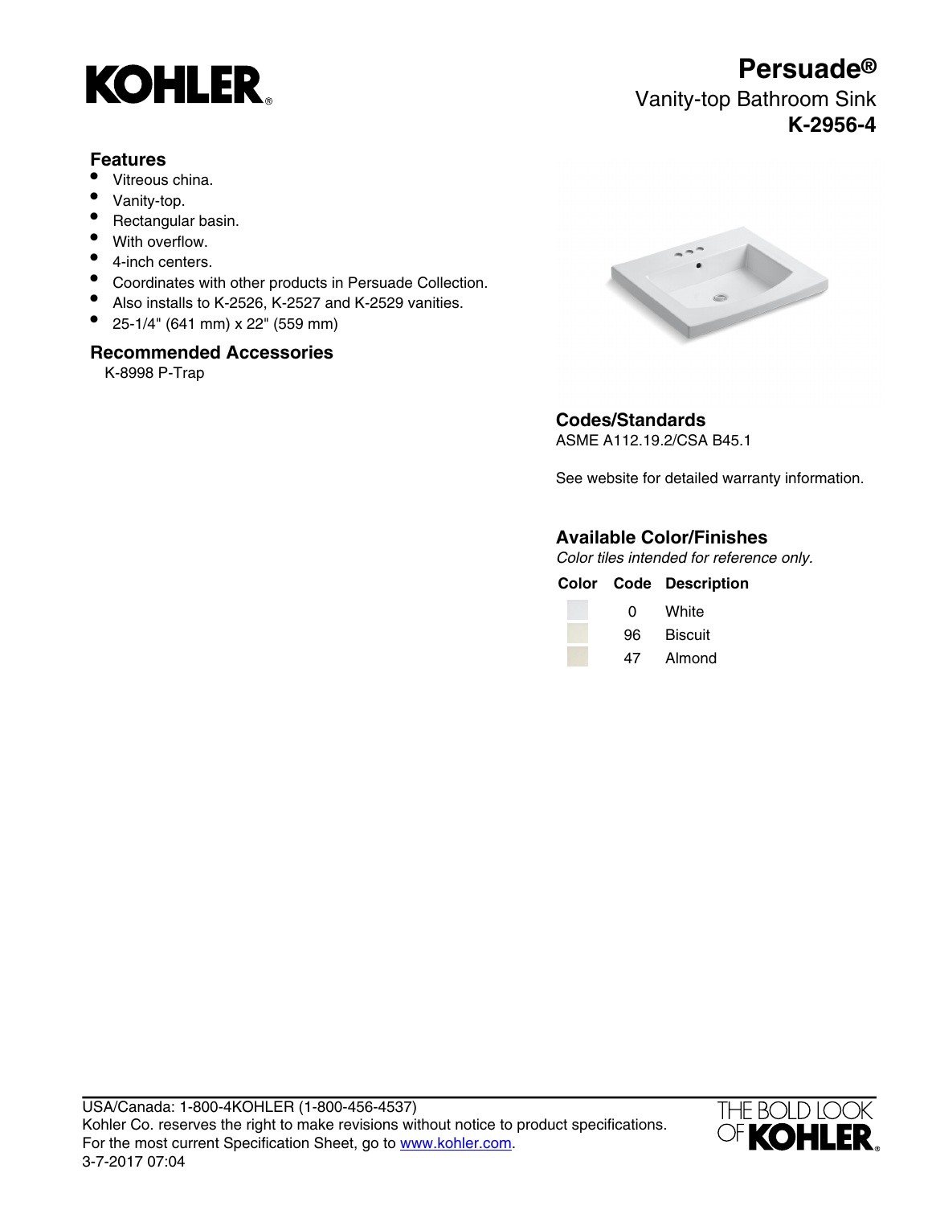# Persuade®

Vanity-top Bathroom Sink

**K-2956-4**

## Features

- Vitreous china.
- Vanity-top.
- Rectangular basin.
- With overflow.
- 4-inch centers.
- Coordinates with other products in Persuade Collection.
- Also installs to K-2526, K-2527 and K-2529 vanities.
- 25-1/4" (641 mm) x 22" (559 mm)

## Recommended Accessories

K-8998 P-Trap

## Codes/Standards

ASME A112.19.2/CSA B45.1

See website for detailed warranty information.

## Available Color/Finishes

*Color tiles intended for reference only.*

| Color | Code | Description |
| --- | --- | --- |
| | 0 | White |
| | 96 | Biscuit |
| | 47 | Almond |

USA/Canada: 1-800-4KOHLER (1-800-456-4537)
Kohler Co. reserves the right to make revisions without notice to product specifications.
For the most current Specification Sheet, go to www.kohler.com.
3-7-2017 07:04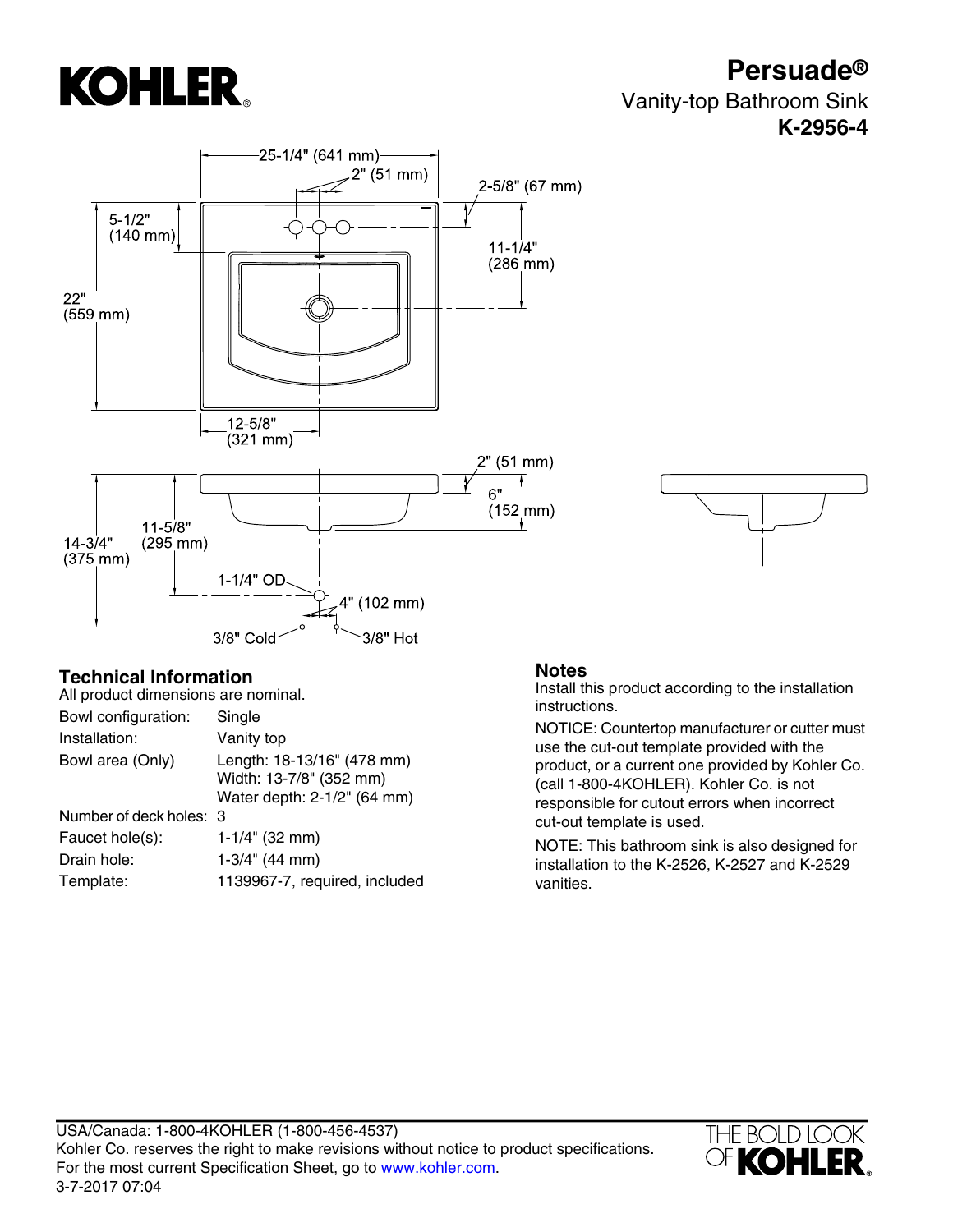# KOHLER

## Persuade®

Vanity-top Bathroom Sink

**K-2956-4**

25-1/4" (641 mm)

2" (51 mm)

2-5/8" (67 mm)

5-1/2" (140 mm)

11-1/4" (286 mm)

22" (559 mm)

12-5/8" (321 mm)

2" (51 mm)

6" (152 mm)

11-5/8" (295 mm)

14-3/4" (375 mm)

1-1/4" OD

4" (102 mm)

3/8" Cold

3/8" Hot

## Technical Information

All product dimensions are nominal.

| | |
|---|---|
| Bowl configuration: | Single |
| Installation: | Vanity top |
| Bowl area (Only) | Length: 18-13/16" (478 mm)<br>Width: 13-7/8" (352 mm)<br>Water depth: 2-1/2" (64 mm) |
| Number of deck holes: | 3 |
| Faucet hole(s): | 1-1/4" (32 mm) |
| Drain hole: | 1-3/4" (44 mm) |
| Template: | 1139967-7, required, included |

## Notes

Install this product according to the installation instructions.

NOTICE: Countertop manufacturer or cutter must use the cut-out template provided with the product, or a current one provided by Kohler Co. (call 1-800-4KOHLER). Kohler Co. is not responsible for cutout errors when incorrect cut-out template is used.

NOTE: This bathroom sink is also designed for installation to the K-2526, K-2527 and K-2529 vanities.

USA/Canada: 1-800-4KOHLER (1-800-456-4537)
Kohler Co. reserves the right to make revisions without notice to product specifications.
For the most current Specification Sheet, go to www.kohler.com.
3-7-2017 07:04

THE BOLD LOOK OF KOHLER.